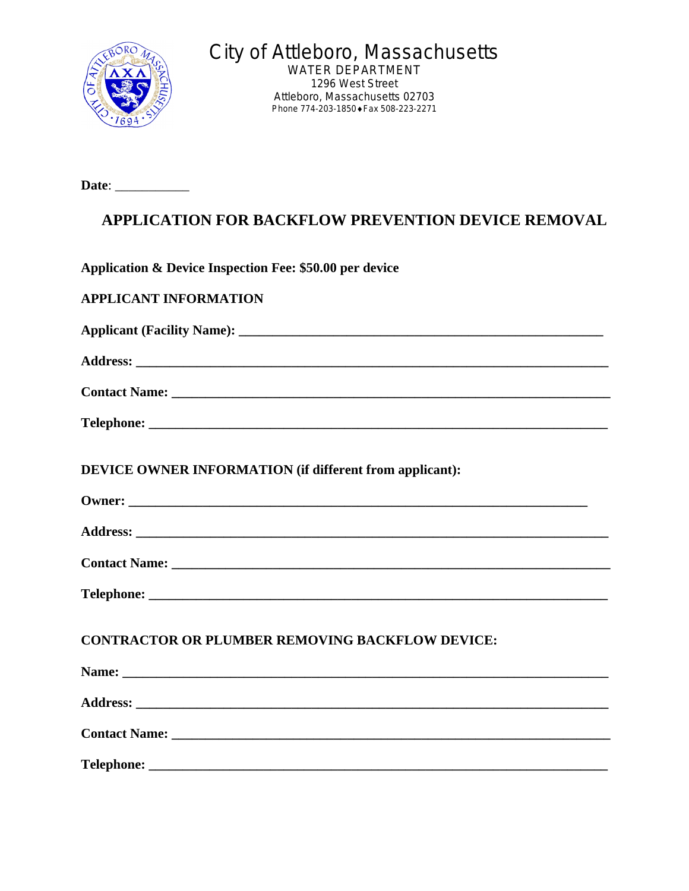# City of Attleboro, Massachusetts

WATER DEPARTMENT
1296 West Street
Attleboro, Massachusetts 02703
Phone 774-203-1850 ♦ Fax 508-223-2271

**Date**: ___________

## APPLICATION FOR BACKFLOW PREVENTION DEVICE REMOVAL

**Application & Device Inspection Fee: $50.00 per device**

**APPLICANT INFORMATION**

**Applicant (Facility Name):** ___________________________________________

**Address:** ___________________________________________

**Contact Name:** ___________________________________________

**Telephone:** ___________________________________________

**DEVICE OWNER INFORMATION (if different from applicant):**

**Owner:** ___________________________________________

**Address:** ___________________________________________

**Contact Name:** ___________________________________________

**Telephone:** ___________________________________________

**CONTRACTOR OR PLUMBER REMOVING BACKFLOW DEVICE:**

**Name:** ___________________________________________

**Address:** ___________________________________________

**Contact Name:** ___________________________________________

**Telephone:** ___________________________________________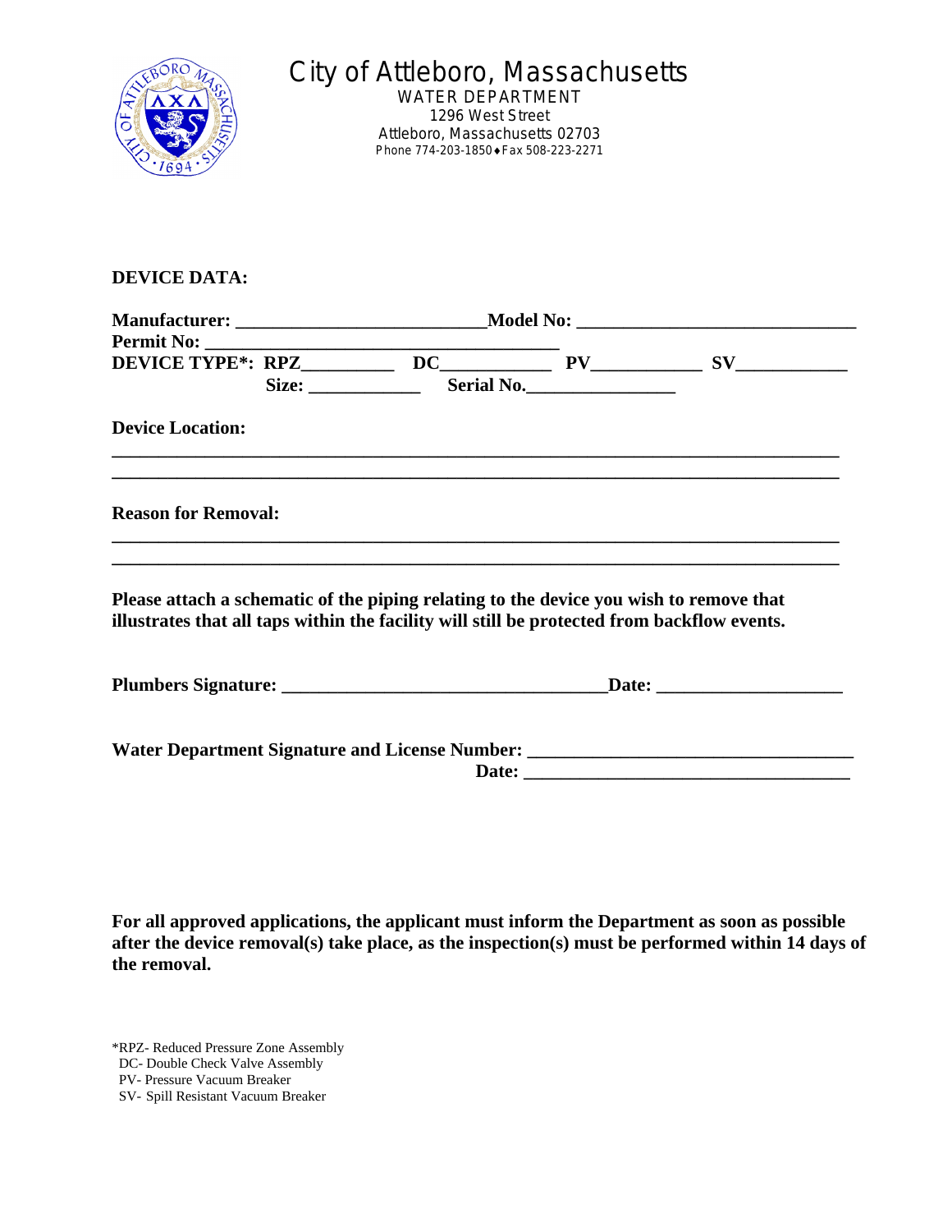# City of Attleboro, Massachusetts

WATER DEPARTMENT
1296 West Street
Attleboro, Massachusetts 02703
Phone 774-203-1850♦Fax 508-223-2271

**DEVICE DATA:**

**Manufacturer:** ___________________________**Model No:** ______________________________

**Permit No:** ______________________________________

**DEVICE TYPE*: RPZ**__________ **DC**____________ **PV**____________ **SV**____________

**Size:** ____________ **Serial No.**________________

**Device Location:**

_____________________________________________________________________________

_____________________________________________________________________________

**Reason for Removal:**

_____________________________________________________________________________

_____________________________________________________________________________

**Please attach a schematic of the piping relating to the device you wish to remove that illustrates that all taps within the facility will still be protected from backflow events.**

**Plumbers Signature:** ___________________________________**Date:** ____________________

**Water Department Signature and License Number:** __________________________________

**Date:** __________________________________

**For all approved applications, the applicant must inform the Department as soon as possible after the device removal(s) take place, as the inspection(s) must be performed within 14 days of the removal.**

*RPZ- Reduced Pressure Zone Assembly
DC- Double Check Valve Assembly
PV- Pressure Vacuum Breaker
SV- Spill Resistant Vacuum Breaker